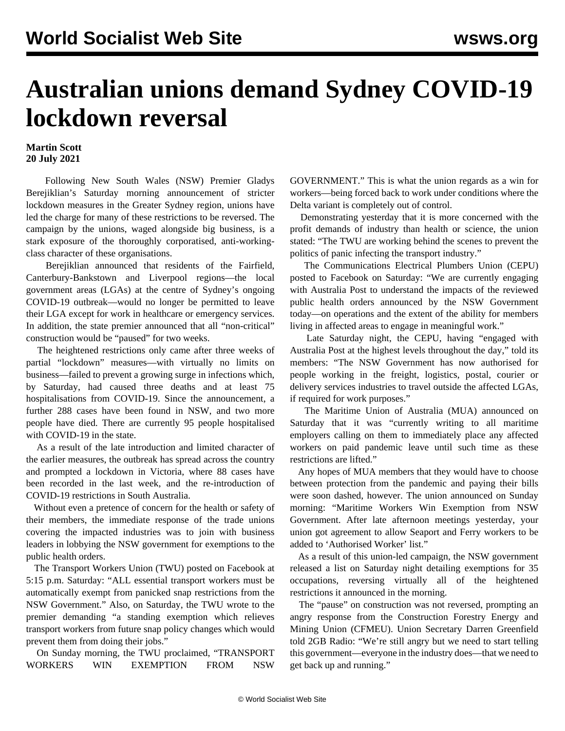# Australian unions demand Sydney COVID-19 lockdown reversal

**Martin Scott**
**20 July 2021**

Following New South Wales (NSW) Premier Gladys Berejiklian's Saturday morning announcement of stricter lockdown measures in the Greater Sydney region, unions have led the charge for many of these restrictions to be reversed. The campaign by the unions, waged alongside big business, is a stark exposure of the thoroughly corporatised, anti-working-class character of these organisations.

Berejiklian announced that residents of the Fairfield, Canterbury-Bankstown and Liverpool regions—the local government areas (LGAs) at the centre of Sydney's ongoing COVID-19 outbreak—would no longer be permitted to leave their LGA except for work in healthcare or emergency services. In addition, the state premier announced that all "non-critical" construction would be "paused" for two weeks.

The heightened restrictions only came after three weeks of partial "lockdown" measures—with virtually no limits on business—failed to prevent a growing surge in infections which, by Saturday, had caused three deaths and at least 75 hospitalisations from COVID-19. Since the announcement, a further 288 cases have been found in NSW, and two more people have died. There are currently 95 people hospitalised with COVID-19 in the state.

As a result of the late introduction and limited character of the earlier measures, the outbreak has spread across the country and prompted a lockdown in Victoria, where 88 cases have been recorded in the last week, and the re-introduction of COVID-19 restrictions in South Australia.

Without even a pretence of concern for the health or safety of their members, the immediate response of the trade unions covering the impacted industries was to join with business leaders in lobbying the NSW government for exemptions to the public health orders.

The Transport Workers Union (TWU) posted on Facebook at 5:15 p.m. Saturday: "ALL essential transport workers must be automatically exempt from panicked snap restrictions from the NSW Government." Also, on Saturday, the TWU wrote to the premier demanding "a standing exemption which relieves transport workers from future snap policy changes which would prevent them from doing their jobs."

On Sunday morning, the TWU proclaimed, "TRANSPORT WORKERS WIN EXEMPTION FROM NSW GOVERNMENT." This is what the union regards as a win for workers—being forced back to work under conditions where the Delta variant is completely out of control.

Demonstrating yesterday that it is more concerned with the profit demands of industry than health or science, the union stated: "The TWU are working behind the scenes to prevent the politics of panic infecting the transport industry."

The Communications Electrical Plumbers Union (CEPU) posted to Facebook on Saturday: "We are currently engaging with Australia Post to understand the impacts of the reviewed public health orders announced by the NSW Government today—on operations and the extent of the ability for members living in affected areas to engage in meaningful work."

Late Saturday night, the CEPU, having "engaged with Australia Post at the highest levels throughout the day," told its members: "The NSW Government has now authorised for people working in the freight, logistics, postal, courier or delivery services industries to travel outside the affected LGAs, if required for work purposes."

The Maritime Union of Australia (MUA) announced on Saturday that it was "currently writing to all maritime employers calling on them to immediately place any affected workers on paid pandemic leave until such time as these restrictions are lifted."

Any hopes of MUA members that they would have to choose between protection from the pandemic and paying their bills were soon dashed, however. The union announced on Sunday morning: "Maritime Workers Win Exemption from NSW Government. After late afternoon meetings yesterday, your union got agreement to allow Seaport and Ferry workers to be added to 'Authorised Worker' list."

As a result of this union-led campaign, the NSW government released a list on Saturday night detailing exemptions for 35 occupations, reversing virtually all of the heightened restrictions it announced in the morning.

The "pause" on construction was not reversed, prompting an angry response from the Construction Forestry Energy and Mining Union (CFMEU). Union Secretary Darren Greenfield told 2GB Radio: "We're still angry but we need to start telling this government—everyone in the industry does—that we need to get back up and running."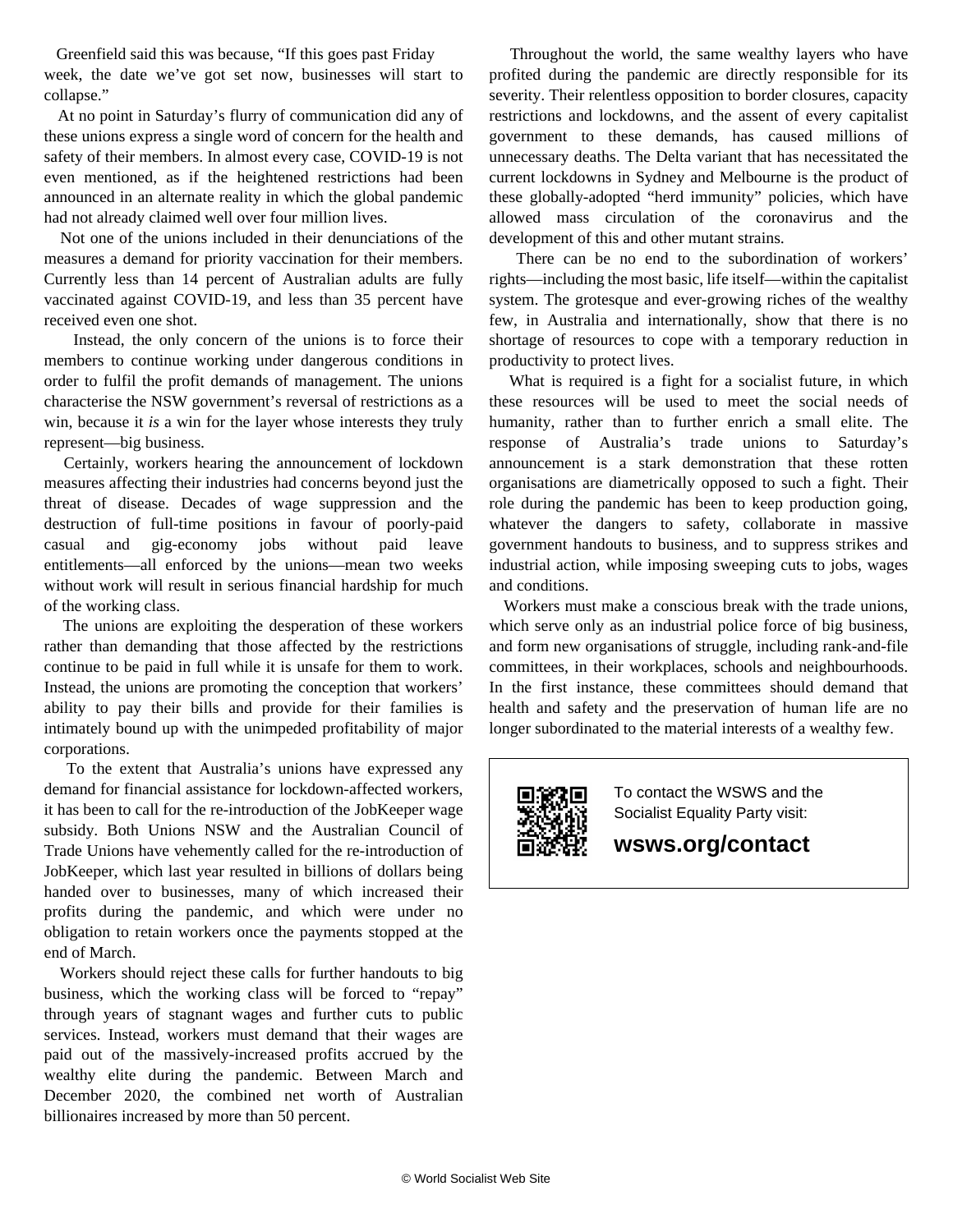Greenfield said this was because, "If this goes past Friday week, the date we've got set now, businesses will start to collapse."

At no point in Saturday's flurry of communication did any of these unions express a single word of concern for the health and safety of their members. In almost every case, COVID-19 is not even mentioned, as if the heightened restrictions had been announced in an alternate reality in which the global pandemic had not already claimed well over four million lives.

Not one of the unions included in their denunciations of the measures a demand for priority vaccination for their members. Currently less than 14 percent of Australian adults are fully vaccinated against COVID-19, and less than 35 percent have received even one shot.

Instead, the only concern of the unions is to force their members to continue working under dangerous conditions in order to fulfil the profit demands of management. The unions characterise the NSW government's reversal of restrictions as a win, because it *is* a win for the layer whose interests they truly represent—big business.

Certainly, workers hearing the announcement of lockdown measures affecting their industries had concerns beyond just the threat of disease. Decades of wage suppression and the destruction of full-time positions in favour of poorly-paid casual and gig-economy jobs without paid leave entitlements—all enforced by the unions—mean two weeks without work will result in serious financial hardship for much of the working class.

The unions are exploiting the desperation of these workers rather than demanding that those affected by the restrictions continue to be paid in full while it is unsafe for them to work. Instead, the unions are promoting the conception that workers' ability to pay their bills and provide for their families is intimately bound up with the unimpeded profitability of major corporations.

To the extent that Australia's unions have expressed any demand for financial assistance for lockdown-affected workers, it has been to call for the re-introduction of the JobKeeper wage subsidy. Both Unions NSW and the Australian Council of Trade Unions have vehemently called for the re-introduction of JobKeeper, which last year resulted in billions of dollars being handed over to businesses, many of which increased their profits during the pandemic, and which were under no obligation to retain workers once the payments stopped at the end of March.

Workers should reject these calls for further handouts to big business, which the working class will be forced to "repay" through years of stagnant wages and further cuts to public services. Instead, workers must demand that their wages are paid out of the massively-increased profits accrued by the wealthy elite during the pandemic. Between March and December 2020, the combined net worth of Australian billionaires increased by more than 50 percent.

Throughout the world, the same wealthy layers who have profited during the pandemic are directly responsible for its severity. Their relentless opposition to border closures, capacity restrictions and lockdowns, and the assent of every capitalist government to these demands, has caused millions of unnecessary deaths. The Delta variant that has necessitated the current lockdowns in Sydney and Melbourne is the product of these globally-adopted "herd immunity" policies, which have allowed mass circulation of the coronavirus and the development of this and other mutant strains.

There can be no end to the subordination of workers' rights—including the most basic, life itself—within the capitalist system. The grotesque and ever-growing riches of the wealthy few, in Australia and internationally, show that there is no shortage of resources to cope with a temporary reduction in productivity to protect lives.

What is required is a fight for a socialist future, in which these resources will be used to meet the social needs of humanity, rather than to further enrich a small elite. The response of Australia's trade unions to Saturday's announcement is a stark demonstration that these rotten organisations are diametrically opposed to such a fight. Their role during the pandemic has been to keep production going, whatever the dangers to safety, collaborate in massive government handouts to business, and to suppress strikes and industrial action, while imposing sweeping cuts to jobs, wages and conditions.

Workers must make a conscious break with the trade unions, which serve only as an industrial police force of big business, and form new organisations of struggle, including rank-and-file committees, in their workplaces, schools and neighbourhoods. In the first instance, these committees should demand that health and safety and the preservation of human life are no longer subordinated to the material interests of a wealthy few.

To contact the WSWS and the Socialist Equality Party visit:

**wsws.org/contact**